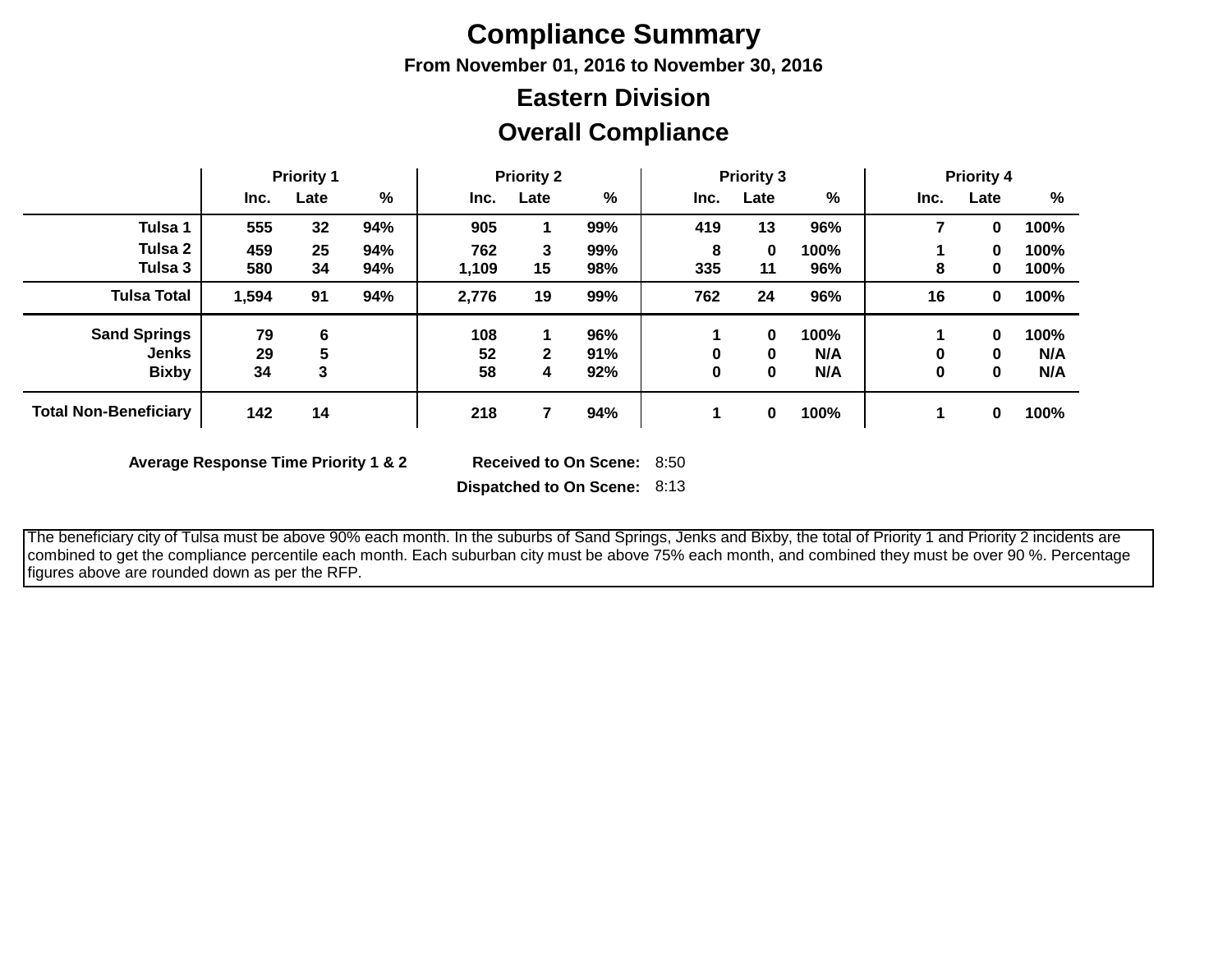# Compliance Summary

### From November 01, 2016 to November 30, 2016

## Eastern Division

## Overall Compliance

| | Priority 1 | | | Priority 2 | | | Priority 3 | | | Priority 4 | | |
|---|---|---|---|---|---|---|---|---|---|---|---|---|
| | Inc. | Late | % | Inc. | Late | % | Inc. | Late | % | Inc. | Late | % |
| **Tulsa 1** | 555 | 32 | 94% | 905 | 1 | 99% | 419 | 13 | 96% | 7 | 0 | 100% |
| **Tulsa 2** | 459 | 25 | 94% | 762 | 3 | 99% | 8 | 0 | 100% | 1 | 0 | 100% |
| **Tulsa 3** | 580 | 34 | 94% | 1,109 | 15 | 98% | 335 | 11 | 96% | 8 | 0 | 100% |
| **Tulsa Total** | 1,594 | 91 | 94% | 2,776 | 19 | 99% | 762 | 24 | 96% | 16 | 0 | 100% |
| **Sand Springs** | 79 | 6 | | 108 | 1 | 96% | 1 | 0 | 100% | 1 | 0 | 100% |
| **Jenks** | 29 | 5 | | 52 | 2 | 91% | 0 | 0 | N/A | 0 | 0 | N/A |
| **Bixby** | 34 | 3 | | 58 | 4 | 92% | 0 | 0 | N/A | 0 | 0 | N/A |
| **Total Non-Beneficiary** | 142 | 14 | | 218 | 7 | 94% | 1 | 0 | 100% | 1 | 0 | 100% |

**Average Response Time Priority 1 & 2** **Received to On Scene:** 8:50

**Dispatched to On Scene:** 8:13

The beneficiary city of Tulsa must be above 90% each month. In the suburbs of Sand Springs, Jenks and Bixby, the total of Priority 1 and Priority 2 incidents are combined to get the compliance percentile each month. Each suburban city must be above 75% each month, and combined they must be over 90 %. Percentage figures above are rounded down as per the RFP.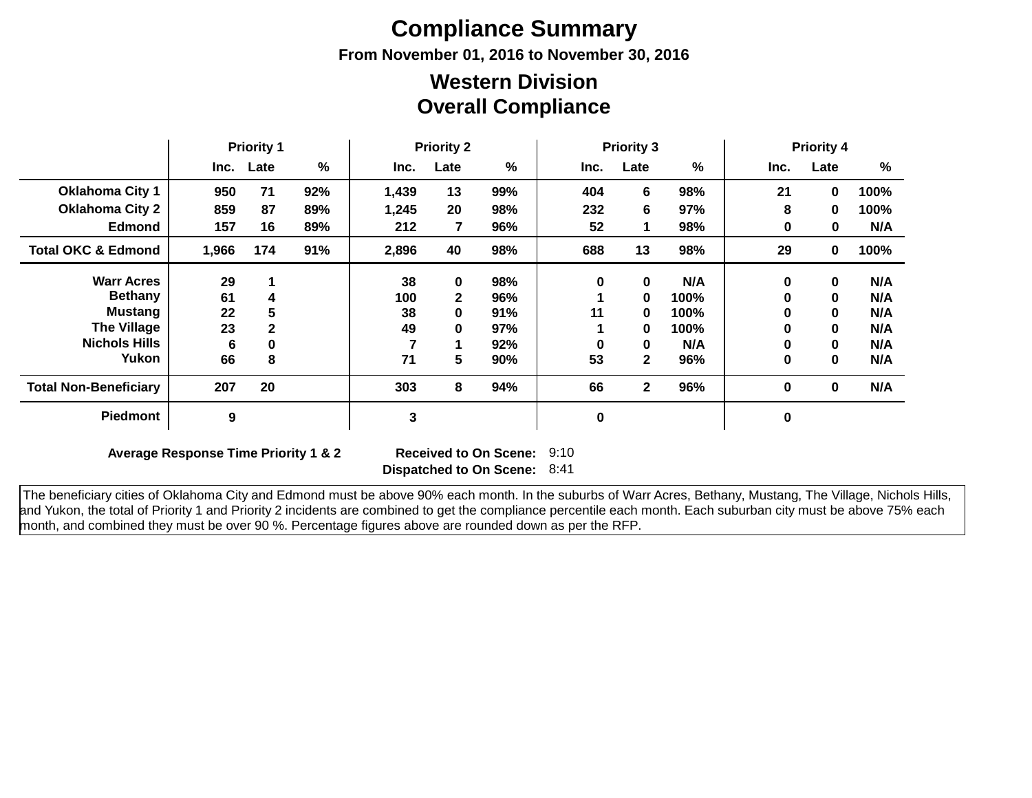# Compliance Summary

**From November 01, 2016 to November 30, 2016**

## Western Division
## Overall Compliance

| | Priority 1 | | | Priority 2 | | | Priority 3 | | | Priority 4 | | |
|---|---|---|---|---|---|---|---|---|---|---|---|---|
| | Inc. | Late | % | Inc. | Late | % | Inc. | Late | % | Inc. | Late | % |
| Oklahoma City 1 | 950 | 71 | 92% | 1,439 | 13 | 99% | 404 | 6 | 98% | 21 | 0 | 100% |
| Oklahoma City 2 | 859 | 87 | 89% | 1,245 | 20 | 98% | 232 | 6 | 97% | 8 | 0 | 100% |
| Edmond | 157 | 16 | 89% | 212 | 7 | 96% | 52 | 1 | 98% | 0 | 0 | N/A |
| **Total OKC & Edmond** | 1,966 | 174 | 91% | 2,896 | 40 | 98% | 688 | 13 | 98% | 29 | 0 | 100% |
| Warr Acres | 29 | 1 | | 38 | 0 | 98% | 0 | 0 | N/A | 0 | 0 | N/A |
| Bethany | 61 | 4 | | 100 | 2 | 96% | 1 | 0 | 100% | 0 | 0 | N/A |
| Mustang | 22 | 5 | | 38 | 0 | 91% | 11 | 0 | 100% | 0 | 0 | N/A |
| The Village | 23 | 2 | | 49 | 0 | 97% | 1 | 0 | 100% | 0 | 0 | N/A |
| Nichols Hills | 6 | 0 | | 7 | 1 | 92% | 0 | 0 | N/A | 0 | 0 | N/A |
| Yukon | 66 | 8 | | 71 | 5 | 90% | 53 | 2 | 96% | 0 | 0 | N/A |
| **Total Non-Beneficiary** | 207 | 20 | | 303 | 8 | 94% | 66 | 2 | 96% | 0 | 0 | N/A |
| Piedmont | 9 | | | 3 | | | 0 | | | 0 | | |

**Average Response Time Priority 1 & 2**

| | |
|---|---|
| **Received to On Scene:** | 9:10 |
| **Dispatched to On Scene:** | 8:41 |

The beneficiary cities of Oklahoma City and Edmond must be above 90% each month. In the suburbs of Warr Acres, Bethany, Mustang, The Village, Nichols Hills, and Yukon, the total of Priority 1 and Priority 2 incidents are combined to get the compliance percentile each month. Each suburban city must be above 75% each month, and combined they must be over 90 %. Percentage figures above are rounded down as per the RFP.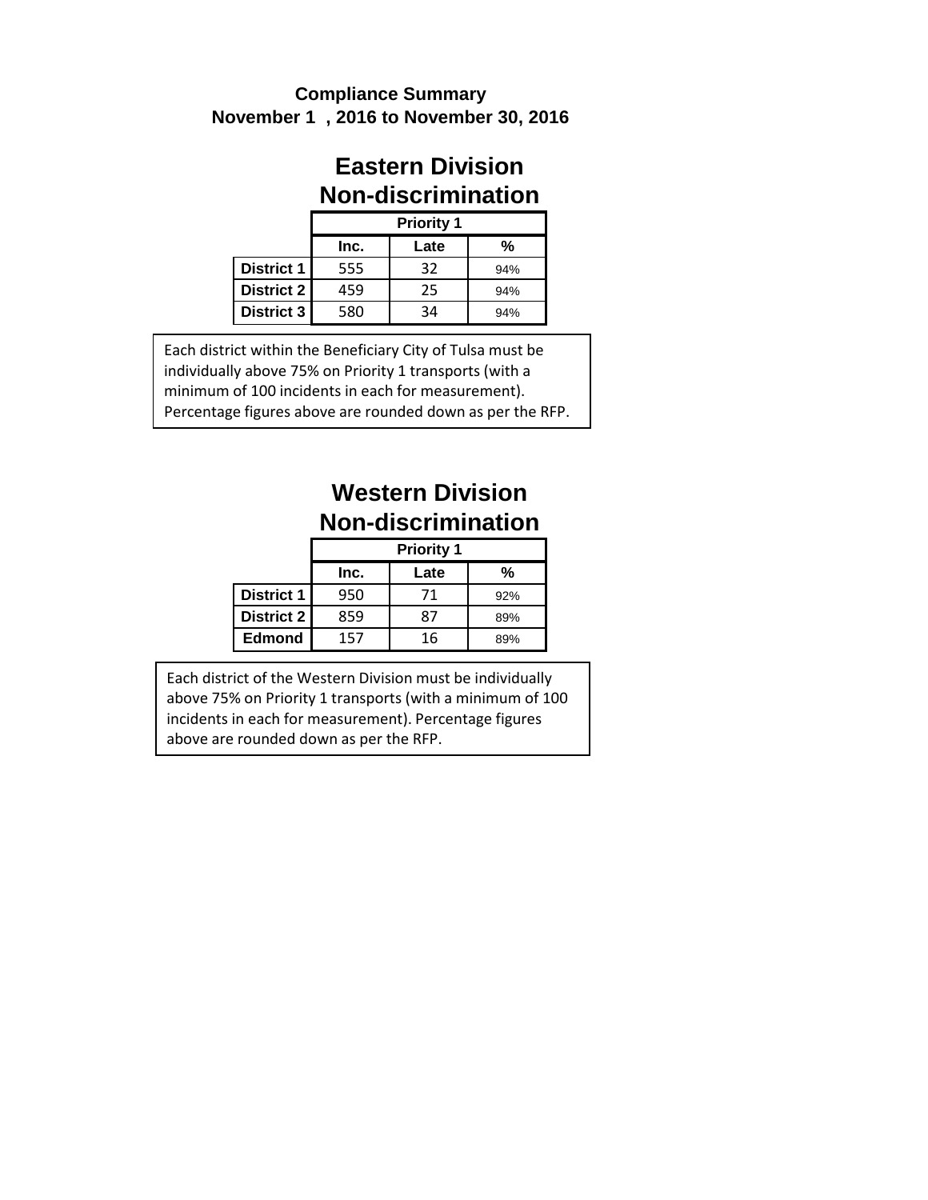**Compliance Summary**
**November 1 , 2016 to November 30, 2016**

## Eastern Division Non-discrimination

| | Priority 1 | | |
|---|---|---|---|
| | **Inc.** | **Late** | **%** |
| **District 1** | 555 | 32 | 94% |
| **District 2** | 459 | 25 | 94% |
| **District 3** | 580 | 34 | 94% |

Each district within the Beneficiary City of Tulsa must be individually above 75% on Priority 1 transports (with a minimum of 100 incidents in each for measurement). Percentage figures above are rounded down as per the RFP.

## Western Division Non-discrimination

| | Priority 1 | | |
|---|---|---|---|
| | **Inc.** | **Late** | **%** |
| **District 1** | 950 | 71 | 92% |
| **District 2** | 859 | 87 | 89% |
| **Edmond** | 157 | 16 | 89% |

Each district of the Western Division must be individually above 75% on Priority 1 transports (with a minimum of 100 incidents in each for measurement). Percentage figures above are rounded down as per the RFP.